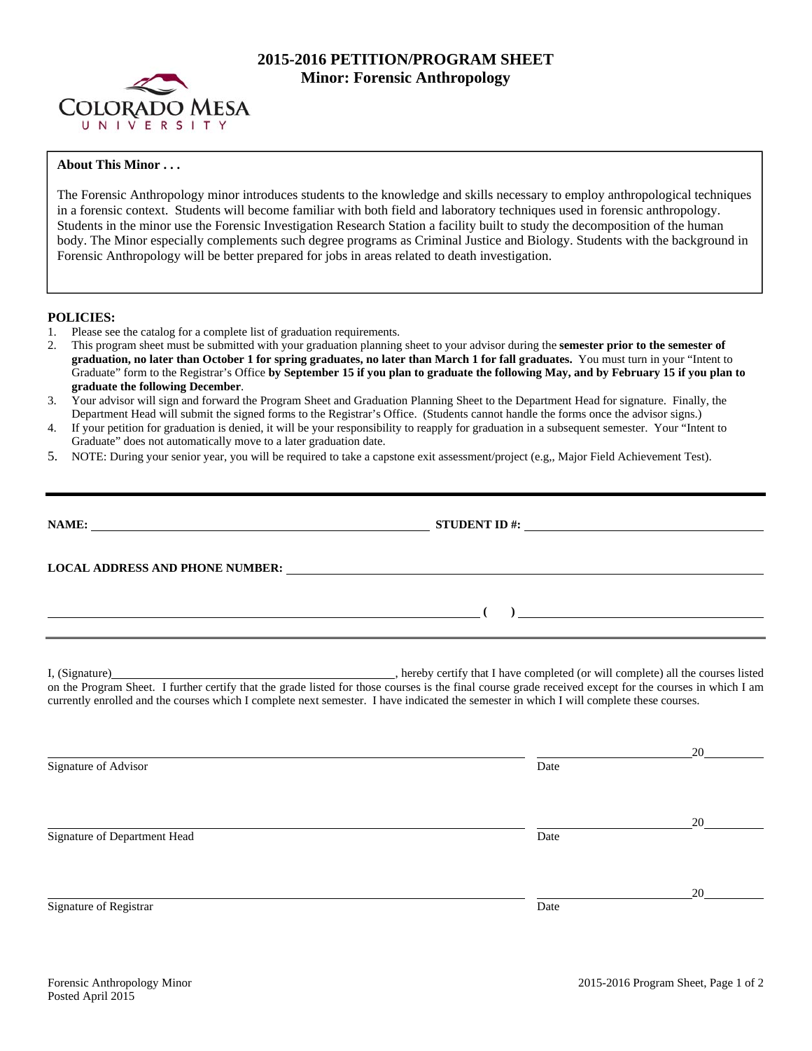# 2015-2016 PETITION/PROGRAM SHEET
## Minor: Forensic Anthropology

COLORADO MESA UNIVERSITY

**About This Minor . . .**

The Forensic Anthropology minor introduces students to the knowledge and skills necessary to employ anthropological techniques in a forensic context. Students will become familiar with both field and laboratory techniques used in forensic anthropology. Students in the minor use the Forensic Investigation Research Station a facility built to study the decomposition of the human body. The Minor especially complements such degree programs as Criminal Justice and Biology. Students with the background in Forensic Anthropology will be better prepared for jobs in areas related to death investigation.

**POLICIES:**

1. Please see the catalog for a complete list of graduation requirements.
2. This program sheet must be submitted with your graduation planning sheet to your advisor during the **semester prior to the semester of graduation, no later than October 1 for spring graduates, no later than March 1 for fall graduates.** You must turn in your "Intent to Graduate" form to the Registrar's Office **by September 15 if you plan to graduate the following May, and by February 15 if you plan to graduate the following December**.
3. Your advisor will sign and forward the Program Sheet and Graduation Planning Sheet to the Department Head for signature. Finally, the Department Head will submit the signed forms to the Registrar's Office. (Students cannot handle the forms once the advisor signs.)
4. If your petition for graduation is denied, it will be your responsibility to reapply for graduation in a subsequent semester. Your "Intent to Graduate" does not automatically move to a later graduation date.
5. NOTE: During your senior year, you will be required to take a capstone exit assessment/project (e.g,, Major Field Achievement Test).

---

**NAME:** ______________________________ **STUDENT ID #:** ______________________________

**LOCAL ADDRESS AND PHONE NUMBER:** ______________________________

______________________________ **( )** ______________________________

---

I, (Signature)______________________________, hereby certify that I have completed (or will complete) all the courses listed on the Program Sheet. I further certify that the grade listed for those courses is the final course grade received except for the courses in which I am currently enrolled and the courses which I complete next semester. I have indicated the semester in which I will complete these courses.

______________________________ ______________ 20______
Signature of Advisor Date

______________________________ ______________ 20______
Signature of Department Head Date

______________________________ ______________ 20______
Signature of Registrar Date

Forensic Anthropology Minor
Posted April 2015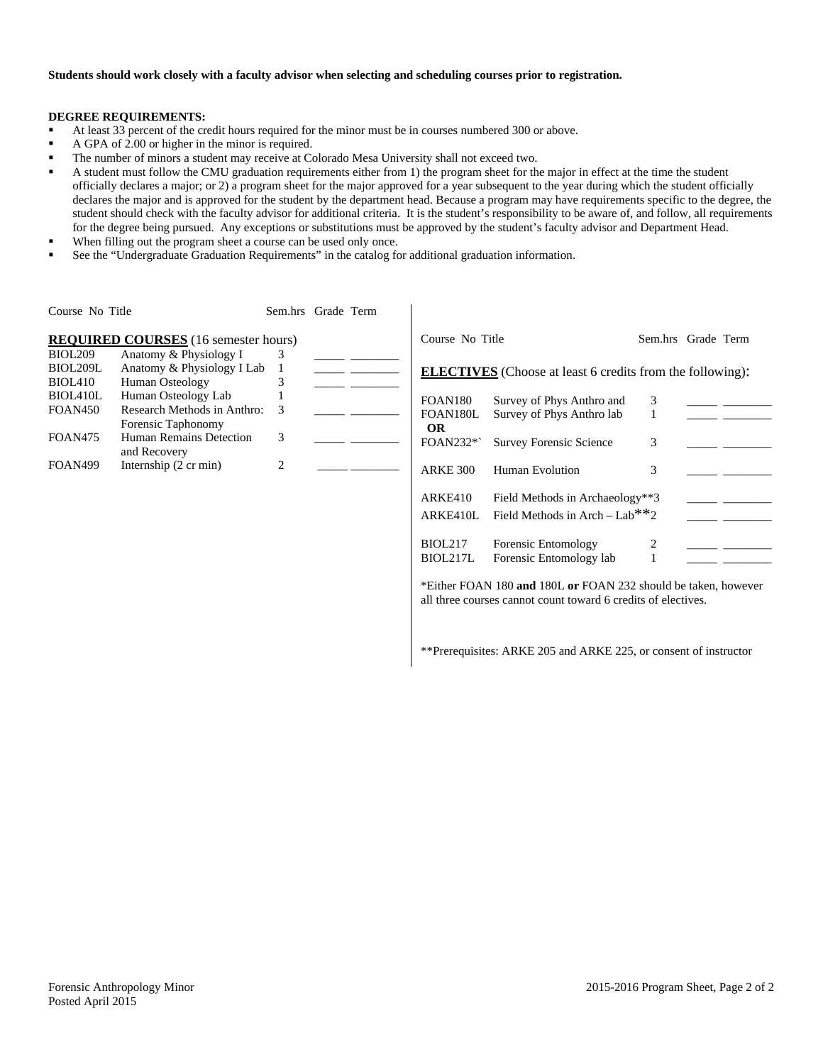**Students should work closely with a faculty advisor when selecting and scheduling courses prior to registration.**

**DEGREE REQUIREMENTS:**

- At least 33 percent of the credit hours required for the minor must be in courses numbered 300 or above.
- A GPA of 2.00 or higher in the minor is required.
- The number of minors a student may receive at Colorado Mesa University shall not exceed two.
- A student must follow the CMU graduation requirements either from 1) the program sheet for the major in effect at the time the student officially declares a major; or 2) a program sheet for the major approved for a year subsequent to the year during which the student officially declares the major and is approved for the student by the department head. Because a program may have requirements specific to the degree, the student should check with the faculty advisor for additional criteria. It is the student's responsibility to be aware of, and follow, all requirements for the degree being pursued. Any exceptions or substitutions must be approved by the student's faculty advisor and Department Head.
- When filling out the program sheet a course can be used only once.
- See the "Undergraduate Graduation Requirements" in the catalog for additional graduation information.

**REQUIRED COURSES** (16 semester hours)

| Course No | Title | Sem.hrs | Grade | Term |
|---|---|---|---|---|
| BIOL209 | Anatomy & Physiology I | 3 | _____ | ________ |
| BIOL209L | Anatomy & Physiology I Lab | 1 | _____ | ________ |
| BIOL410 | Human Osteology | 3 | _____ | ________ |
| BIOL410L | Human Osteology Lab | 1 | | |
| FOAN450 | Research Methods in Anthro: Forensic Taphonomy | 3 | _____ | ________ |
| FOAN475 | Human Remains Detection and Recovery | 3 | _____ | ________ |
| FOAN499 | Internship (2 cr min) | 2 | _____ | ________ |

**ELECTIVES** (Choose at least 6 credits from the following):

| Course No | Title | Sem.hrs | Grade | Term |
|---|---|---|---|---|
| FOAN180 | Survey of Phys Anthro and | 3 | _____ | ________ |
| FOAN180L | Survey of Phys Anthro lab | 1 | _____ | ________ |
| **OR** | | | | |
| FOAN232*` | Survey Forensic Science | 3 | _____ | ________ |
| ARKE 300 | Human Evolution | 3 | _____ | ________ |
| ARKE410 | Field Methods in Archaeology** | 3 | _____ | ________ |
| ARKE410L | Field Methods in Arch – Lab** | 2 | _____ | ________ |
| BIOL217 | Forensic Entomology | 2 | _____ | ________ |
| BIOL217L | Forensic Entomology lab | 1 | _____ | ________ |

*Either FOAN 180 **and** 180L **or** FOAN 232 should be taken, however all three courses cannot count toward 6 credits of electives.

**Prerequisites: ARKE 205 and ARKE 225, or consent of instructor

Forensic Anthropology Minor
Posted April 2015